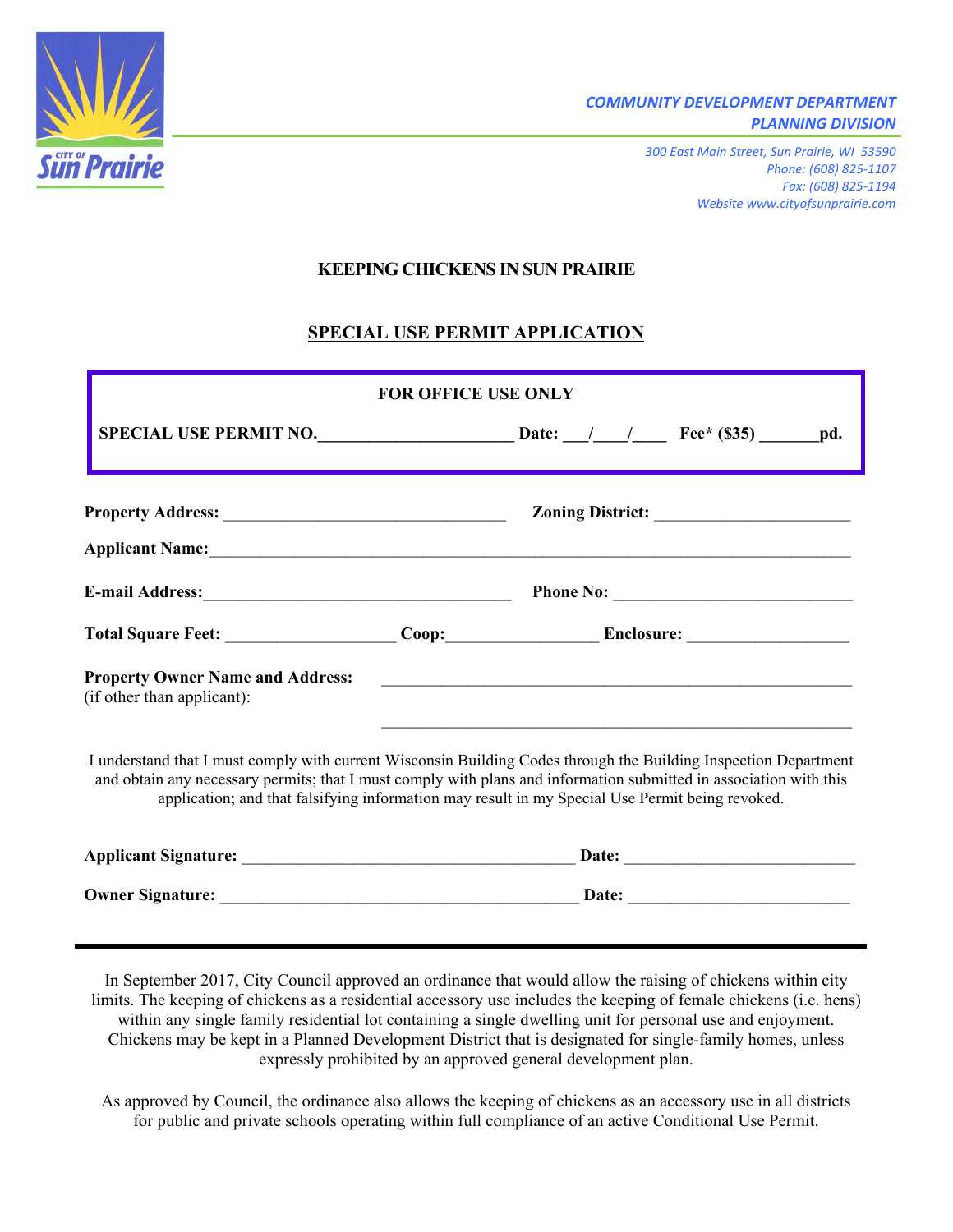COMMUNITY DEVELOPMENT DEPARTMENT
PLANNING DIVISION

300 East Main Street, Sun Prairie, WI 53590
Phone: (608) 825-1107
Fax: (608) 825-1194
Website www.cityofsunprairie.com

## KEEPING CHICKENS IN SUN PRAIRIE

## SPECIAL USE PERMIT APPLICATION

**FOR OFFICE USE ONLY**

**SPECIAL USE PERMIT NO.**______________________ **Date:** ___/___/____ **Fee\* ($35)** _______**pd.**

**Property Address:** ________________________________ **Zoning District:** ______________________

**Applicant Name:**_________________________________________________________________________

**E-mail Address:**__________________________________ **Phone No:** ___________________________

**Total Square Feet:** __________________ **Coop:**________________ **Enclosure:** __________________

**Property Owner Name and Address:** ____________________________________________________
(if other than applicant):

____________________________________________________

I understand that I must comply with current Wisconsin Building Codes through the Building Inspection Department and obtain any necessary permits; that I must comply with plans and information submitted in association with this application; and that falsifying information may result in my Special Use Permit being revoked.

**Applicant Signature:** ______________________________________ **Date:** __________________________

**Owner Signature:** _________________________________________ **Date:** _________________________

---

In September 2017, City Council approved an ordinance that would allow the raising of chickens within city limits. The keeping of chickens as a residential accessory use includes the keeping of female chickens (i.e. hens) within any single family residential lot containing a single dwelling unit for personal use and enjoyment. Chickens may be kept in a Planned Development District that is designated for single-family homes, unless expressly prohibited by an approved general development plan.

As approved by Council, the ordinance also allows the keeping of chickens as an accessory use in all districts for public and private schools operating within full compliance of an active Conditional Use Permit.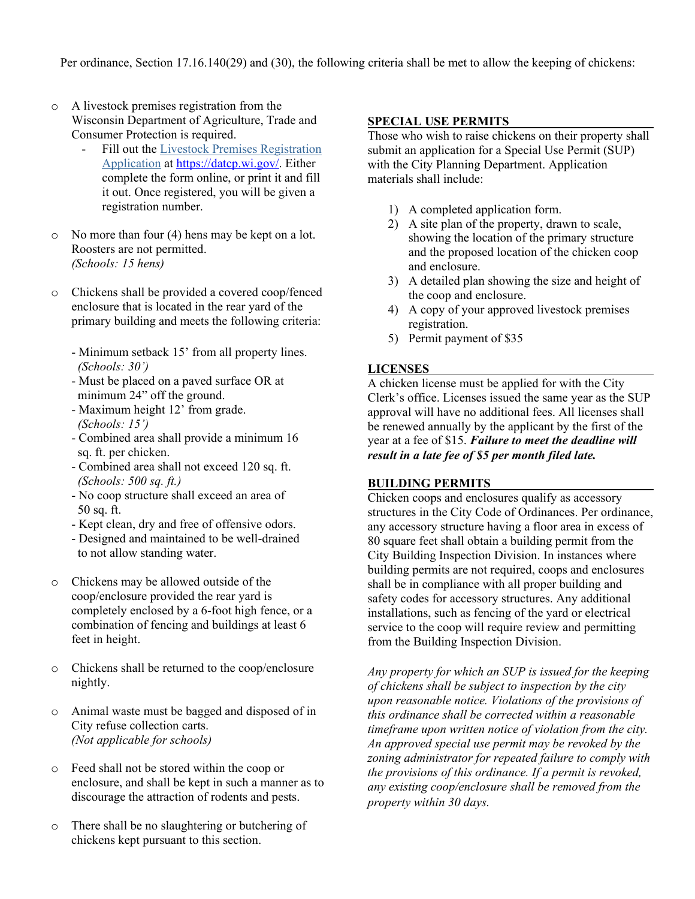Per ordinance, Section 17.16.140(29) and (30), the following criteria shall be met to allow the keeping of chickens:

- A livestock premises registration from the Wisconsin Department of Agriculture, Trade and Consumer Protection is required.
  - Fill out the [Livestock Premises Registration Application](https://datcp.wi.gov/) at [https://datcp.wi.gov/](https://datcp.wi.gov/). Either complete the form online, or print it and fill it out. Once registered, you will be given a registration number.

- No more than four (4) hens may be kept on a lot. Roosters are not permitted.
  *(Schools: 15 hens)*

- Chickens shall be provided a covered coop/fenced enclosure that is located in the rear yard of the primary building and meets the following criteria:

  - Minimum setback 15' from all property lines. *(Schools: 30')*
  - Must be placed on a paved surface OR at minimum 24" off the ground.
  - Maximum height 12' from grade. *(Schools: 15')*
  - Combined area shall provide a minimum 16 sq. ft. per chicken.
  - Combined area shall not exceed 120 sq. ft. *(Schools: 500 sq. ft.)*
  - No coop structure shall exceed an area of 50 sq. ft.
  - Kept clean, dry and free of offensive odors.
  - Designed and maintained to be well-drained to not allow standing water.

- Chickens may be allowed outside of the coop/enclosure provided the rear yard is completely enclosed by a 6-foot high fence, or a combination of fencing and buildings at least 6 feet in height.

- Chickens shall be returned to the coop/enclosure nightly.

- Animal waste must be bagged and disposed of in City refuse collection carts.
  *(Not applicable for schools)*

- Feed shall not be stored within the coop or enclosure, and shall be kept in such a manner as to discourage the attraction of rodents and pests.

- There shall be no slaughtering or butchering of chickens kept pursuant to this section.

## SPECIAL USE PERMITS

Those who wish to raise chickens on their property shall submit an application for a Special Use Permit (SUP) with the City Planning Department. Application materials shall include:

1) A completed application form.
2) A site plan of the property, drawn to scale, showing the location of the primary structure and the proposed location of the chicken coop and enclosure.
3) A detailed plan showing the size and height of the coop and enclosure.
4) A copy of your approved livestock premises registration.
5) Permit payment of $35

## LICENSES

A chicken license must be applied for with the City Clerk's office. Licenses issued the same year as the SUP approval will have no additional fees. All licenses shall be renewed annually by the applicant by the first of the year at a fee of $15. ***Failure to meet the deadline will result in a late fee of $5 per month filed late.***

## BUILDING PERMITS

Chicken coops and enclosures qualify as accessory structures in the City Code of Ordinances. Per ordinance, any accessory structure having a floor area in excess of 80 square feet shall obtain a building permit from the City Building Inspection Division. In instances where building permits are not required, coops and enclosures shall be in compliance with all proper building and safety codes for accessory structures. Any additional installations, such as fencing of the yard or electrical service to the coop will require review and permitting from the Building Inspection Division.

*Any property for which an SUP is issued for the keeping of chickens shall be subject to inspection by the city upon reasonable notice. Violations of the provisions of this ordinance shall be corrected within a reasonable timeframe upon written notice of violation from the city. An approved special use permit may be revoked by the zoning administrator for repeated failure to comply with the provisions of this ordinance. If a permit is revoked, any existing coop/enclosure shall be removed from the property within 30 days.*